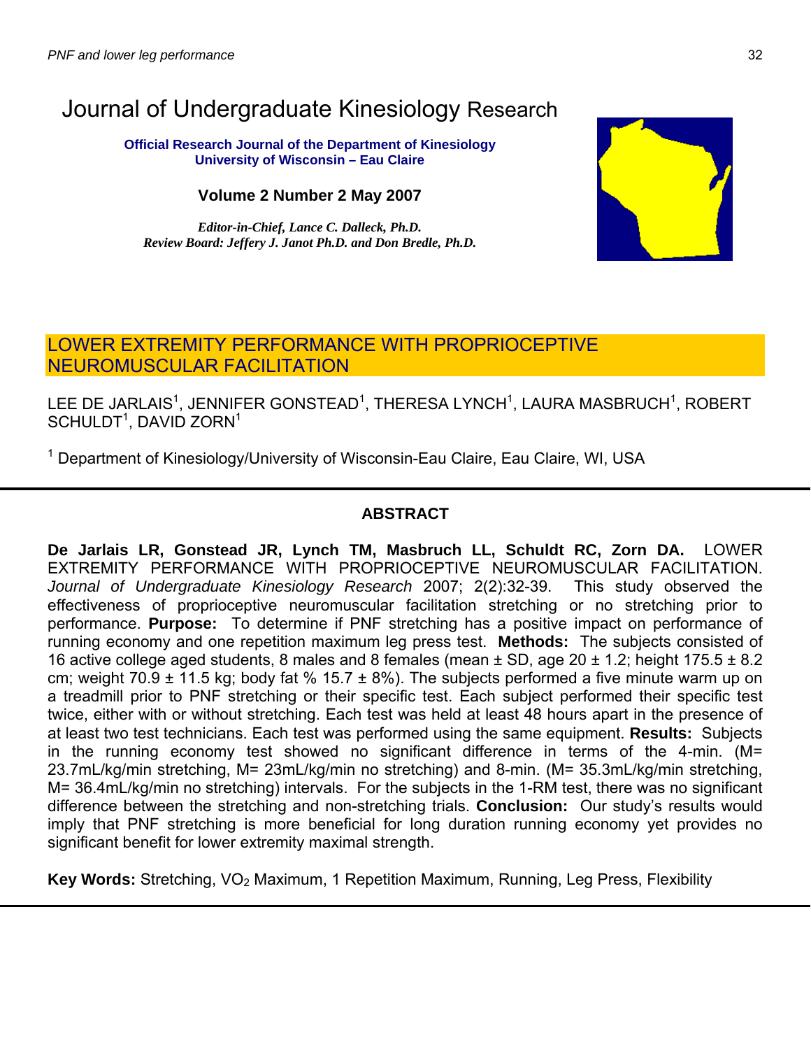# Journal of Undergraduate Kinesiology Research

**Official Research Journal of the Department of Kinesiology**
**University of Wisconsin – Eau Claire**

**Volume 2 Number 2 May 2007**

***Editor-in-Chief, Lance C. Dalleck, Ph.D.***
***Review Board: Jeffery J. Janot Ph.D. and Don Bredle, Ph.D.***

## LOWER EXTREMITY PERFORMANCE WITH PROPRIOCEPTIVE NEUROMUSCULAR FACILITATION

LEE DE JARLAIS[1], JENNIFER GONSTEAD[1], THERESA LYNCH[1], LAURA MASBRUCH[1], ROBERT SCHULDT[1], DAVID ZORN[1]

[1] Department of Kinesiology/University of Wisconsin-Eau Claire, Eau Claire, WI, USA

### ABSTRACT

**De Jarlais LR, Gonstead JR, Lynch TM, Masbruch LL, Schuldt RC, Zorn DA.** LOWER EXTREMITY PERFORMANCE WITH PROPRIOCEPTIVE NEUROMUSCULAR FACILITATION. *Journal of Undergraduate Kinesiology Research* 2007; 2(2):32-39. This study observed the effectiveness of proprioceptive neuromuscular facilitation stretching or no stretching prior to performance. **Purpose:** To determine if PNF stretching has a positive impact on performance of running economy and one repetition maximum leg press test. **Methods:** The subjects consisted of 16 active college aged students, 8 males and 8 females (mean ± SD, age 20 ± 1.2; height 175.5 ± 8.2 cm; weight 70.9 ± 11.5 kg; body fat % 15.7 ± 8%). The subjects performed a five minute warm up on a treadmill prior to PNF stretching or their specific test. Each subject performed their specific test twice, either with or without stretching. Each test was held at least 48 hours apart in the presence of at least two test technicians. Each test was performed using the same equipment. **Results:** Subjects in the running economy test showed no significant difference in terms of the 4-min. (M= 23.7mL/kg/min stretching, M= 23mL/kg/min no stretching) and 8-min. (M= 35.3mL/kg/min stretching, M= 36.4mL/kg/min no stretching) intervals. For the subjects in the 1-RM test, there was no significant difference between the stretching and non-stretching trials. **Conclusion:** Our study's results would imply that PNF stretching is more beneficial for long duration running economy yet provides no significant benefit for lower extremity maximal strength.

**Key Words:** Stretching, $VO_2$ Maximum, 1 Repetition Maximum, Running, Leg Press, Flexibility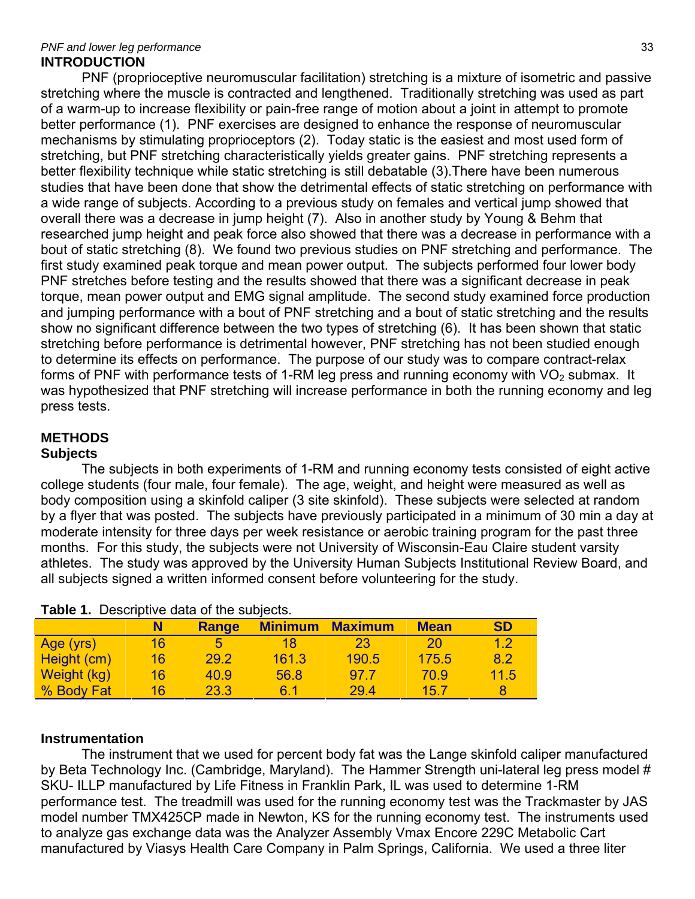## INTRODUCTION

PNF (proprioceptive neuromuscular facilitation) stretching is a mixture of isometric and passive stretching where the muscle is contracted and lengthened. Traditionally stretching was used as part of a warm-up to increase flexibility or pain-free range of motion about a joint in attempt to promote better performance (1). PNF exercises are designed to enhance the response of neuromuscular mechanisms by stimulating proprioceptors (2). Today static is the easiest and most used form of stretching, but PNF stretching characteristically yields greater gains. PNF stretching represents a better flexibility technique while static stretching is still debatable (3).There have been numerous studies that have been done that show the detrimental effects of static stretching on performance with a wide range of subjects. According to a previous study on females and vertical jump showed that overall there was a decrease in jump height (7). Also in another study by Young & Behm that researched jump height and peak force also showed that there was a decrease in performance with a bout of static stretching (8). We found two previous studies on PNF stretching and performance. The first study examined peak torque and mean power output. The subjects performed four lower body PNF stretches before testing and the results showed that there was a significant decrease in peak torque, mean power output and EMG signal amplitude. The second study examined force production and jumping performance with a bout of PNF stretching and a bout of static stretching and the results show no significant difference between the two types of stretching (6). It has been shown that static stretching before performance is detrimental however, PNF stretching has not been studied enough to determine its effects on performance. The purpose of our study was to compare contract-relax forms of PNF with performance tests of 1-RM leg press and running economy with $VO_2$ submax. It was hypothesized that PNF stretching will increase performance in both the running economy and leg press tests.

## METHODS

### Subjects

The subjects in both experiments of 1-RM and running economy tests consisted of eight active college students (four male, four female). The age, weight, and height were measured as well as body composition using a skinfold caliper (3 site skinfold). These subjects were selected at random by a flyer that was posted. The subjects have previously participated in a minimum of 30 min a day at moderate intensity for three days per week resistance or aerobic training program for the past three months. For this study, the subjects were not University of Wisconsin-Eau Claire student varsity athletes. The study was approved by the University Human Subjects Institutional Review Board, and all subjects signed a written informed consent before volunteering for the study.

**Table 1.** Descriptive data of the subjects.

| | N | Range | Minimum | Maximum | Mean | SD |
|---|---|---|---|---|---|---|
| Age (yrs) | 16 | 5 | 18 | 23 | 20 | 1.2 |
| Height (cm) | 16 | 29.2 | 161.3 | 190.5 | 175.5 | 8.2 |
| Weight (kg) | 16 | 40.9 | 56.8 | 97.7 | 70.9 | 11.5 |
| % Body Fat | 16 | 23.3 | 6.1 | 29.4 | 15.7 | 8 |

### Instrumentation

The instrument that we used for percent body fat was the Lange skinfold caliper manufactured by Beta Technology Inc. (Cambridge, Maryland). The Hammer Strength uni-lateral leg press model # SKU- ILLP manufactured by Life Fitness in Franklin Park, IL was used to determine 1-RM performance test. The treadmill was used for the running economy test was the Trackmaster by JAS model number TMX425CP made in Newton, KS for the running economy test. The instruments used to analyze gas exchange data was the Analyzer Assembly Vmax Encore 229C Metabolic Cart manufactured by Viasys Health Care Company in Palm Springs, California. We used a three liter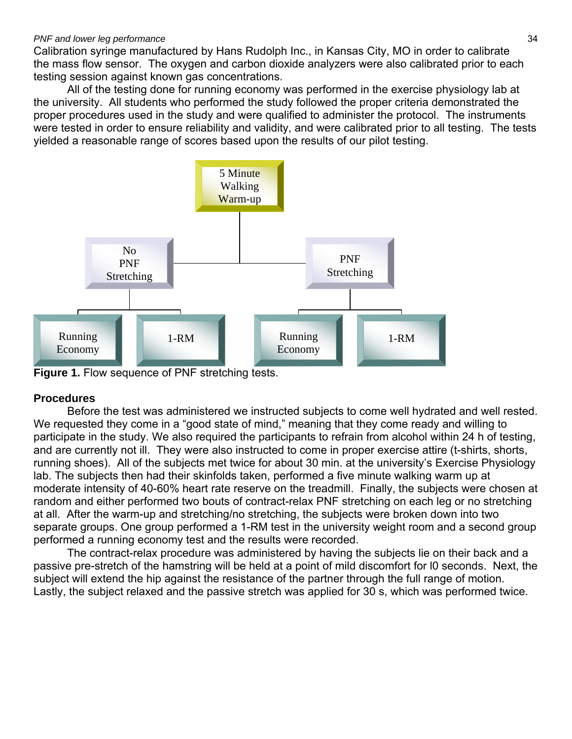Calibration syringe manufactured by Hans Rudolph Inc., in Kansas City, MO in order to calibrate the mass flow sensor. The oxygen and carbon dioxide analyzers were also calibrated prior to each testing session against known gas concentrations.

All of the testing done for running economy was performed in the exercise physiology lab at the university. All students who performed the study followed the proper criteria demonstrated the proper procedures used in the study and were qualified to administer the protocol. The instruments were tested in order to ensure reliability and validity, and were calibrated prior to all testing. The tests yielded a reasonable range of scores based upon the results of our pilot testing.

5 Minute Walking Warm-up

No PNF Stretching | PNF Stretching

Running Economy | 1-RM | Running Economy | 1-RM

**Figure 1.** Flow sequence of PNF stretching tests.

**Procedures**

Before the test was administered we instructed subjects to come well hydrated and well rested. We requested they come in a "good state of mind," meaning that they come ready and willing to participate in the study. We also required the participants to refrain from alcohol within 24 h of testing, and are currently not ill. They were also instructed to come in proper exercise attire (t-shirts, shorts, running shoes). All of the subjects met twice for about 30 min. at the university's Exercise Physiology lab. The subjects then had their skinfolds taken, performed a five minute walking warm up at moderate intensity of 40-60% heart rate reserve on the treadmill. Finally, the subjects were chosen at random and either performed two bouts of contract-relax PNF stretching on each leg or no stretching at all. After the warm-up and stretching/no stretching, the subjects were broken down into two separate groups. One group performed a 1-RM test in the university weight room and a second group performed a running economy test and the results were recorded.

The contract-relax procedure was administered by having the subjects lie on their back and a passive pre-stretch of the hamstring will be held at a point of mild discomfort for l0 seconds. Next, the subject will extend the hip against the resistance of the partner through the full range of motion. Lastly, the subject relaxed and the passive stretch was applied for 30 s, which was performed twice.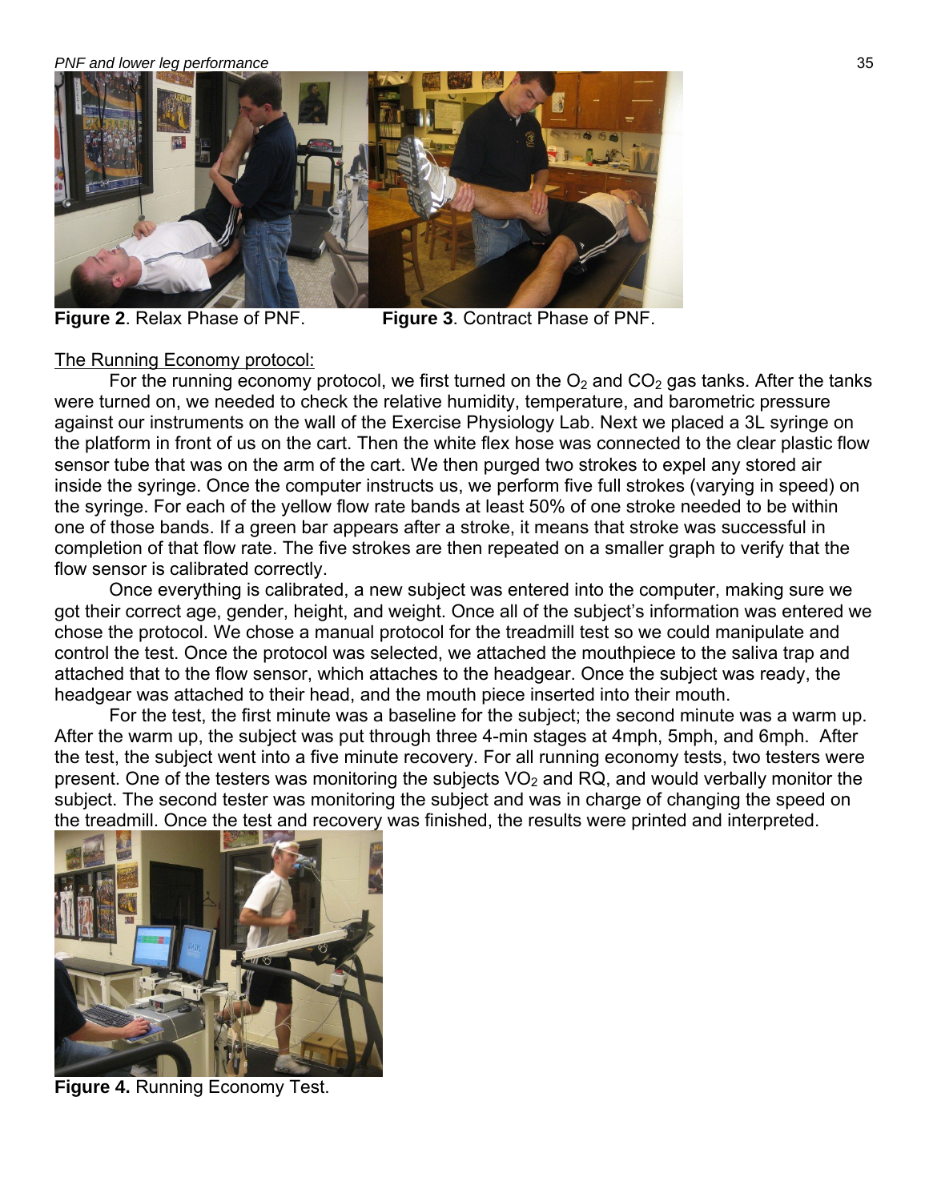**Figure 2**. Relax Phase of PNF. **Figure 3**. Contract Phase of PNF.

The Running Economy protocol:

For the running economy protocol, we first turned on the $O_2$ and $CO_2$ gas tanks. After the tanks were turned on, we needed to check the relative humidity, temperature, and barometric pressure against our instruments on the wall of the Exercise Physiology Lab. Next we placed a 3L syringe on the platform in front of us on the cart. Then the white flex hose was connected to the clear plastic flow sensor tube that was on the arm of the cart. We then purged two strokes to expel any stored air inside the syringe. Once the computer instructs us, we perform five full strokes (varying in speed) on the syringe. For each of the yellow flow rate bands at least 50% of one stroke needed to be within one of those bands. If a green bar appears after a stroke, it means that stroke was successful in completion of that flow rate. The five strokes are then repeated on a smaller graph to verify that the flow sensor is calibrated correctly.

Once everything is calibrated, a new subject was entered into the computer, making sure we got their correct age, gender, height, and weight. Once all of the subject's information was entered we chose the protocol. We chose a manual protocol for the treadmill test so we could manipulate and control the test. Once the protocol was selected, we attached the mouthpiece to the saliva trap and attached that to the flow sensor, which attaches to the headgear. Once the subject was ready, the headgear was attached to their head, and the mouth piece inserted into their mouth.

For the test, the first minute was a baseline for the subject; the second minute was a warm up. After the warm up, the subject was put through three 4-min stages at 4mph, 5mph, and 6mph. After the test, the subject went into a five minute recovery. For all running economy tests, two testers were present. One of the testers was monitoring the subjects $VO_2$ and RQ, and would verbally monitor the subject. The second tester was monitoring the subject and was in charge of changing the speed on the treadmill. Once the test and recovery was finished, the results were printed and interpreted.

**Figure 4.** Running Economy Test.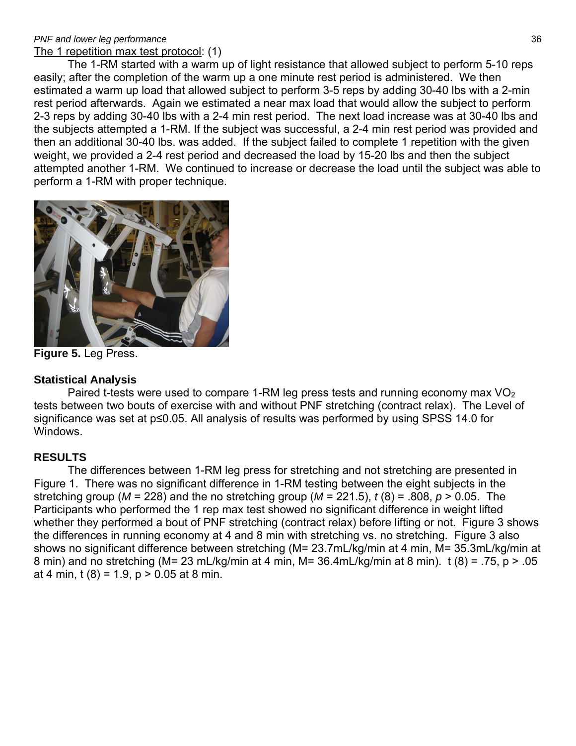<u>The 1 repetition max test protocol</u>: (1)

The 1-RM started with a warm up of light resistance that allowed subject to perform 5-10 reps easily; after the completion of the warm up a one minute rest period is administered. We then estimated a warm up load that allowed subject to perform 3-5 reps by adding 30-40 lbs with a 2-min rest period afterwards. Again we estimated a near max load that would allow the subject to perform 2-3 reps by adding 30-40 lbs with a 2-4 min rest period. The next load increase was at 30-40 lbs and the subjects attempted a 1-RM. If the subject was successful, a 2-4 min rest period was provided and then an additional 30-40 lbs. was added. If the subject failed to complete 1 repetition with the given weight, we provided a 2-4 rest period and decreased the load by 15-20 lbs and then the subject attempted another 1-RM. We continued to increase or decrease the load until the subject was able to perform a 1-RM with proper technique.

**Figure 5.** Leg Press.

### Statistical Analysis

Paired t-tests were used to compare 1-RM leg press tests and running economy max $VO_2$ tests between two bouts of exercise with and without PNF stretching (contract relax). The Level of significance was set at $p \leq 0.05$. All analysis of results was performed by using SPSS 14.0 for Windows.

### RESULTS

The differences between 1-RM leg press for stretching and not stretching are presented in Figure 1. There was no significant difference in 1-RM testing between the eight subjects in the stretching group ($M$ = 228) and the no stretching group ($M$ = 221.5), $t\ (8) = .808$, $p > 0.05$. The Participants who performed the 1 rep max test showed no significant difference in weight lifted whether they performed a bout of PNF stretching (contract relax) before lifting or not. Figure 3 shows the differences in running economy at 4 and 8 min with stretching vs. no stretching. Figure 3 also shows no significant difference between stretching (M= 23.7mL/kg/min at 4 min, M= 35.3mL/kg/min at 8 min) and no stretching (M= 23 mL/kg/min at 4 min, M= 36.4mL/kg/min at 8 min). $t\ (8) = .75$, $p > .05$ at 4 min, $t\ (8) = 1.9$, $p > 0.05$ at 8 min.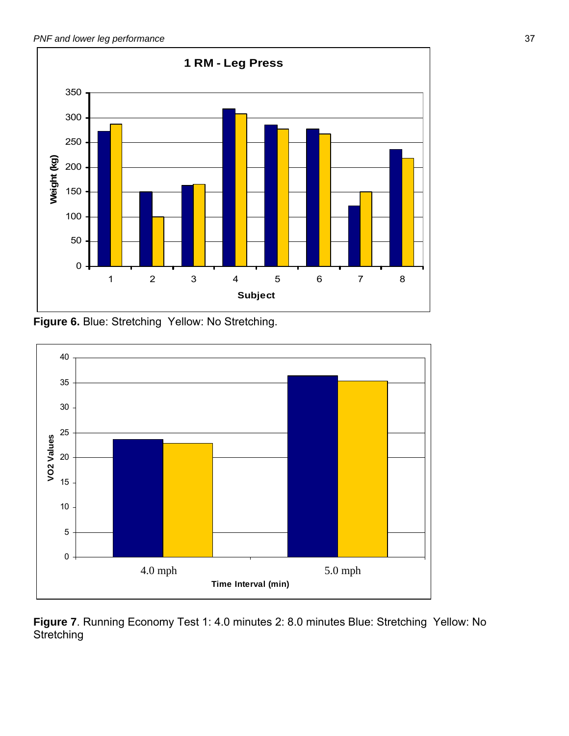**Figure 6.** Blue: Stretching Yellow: No Stretching.

**Figure 7**. Running Economy Test 1: 4.0 minutes 2: 8.0 minutes Blue: Stretching Yellow: No Stretching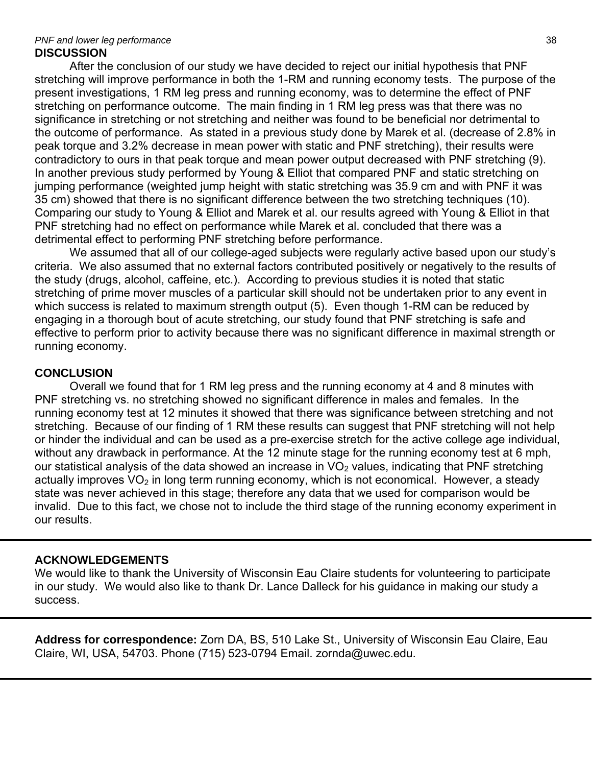## DISCUSSION

After the conclusion of our study we have decided to reject our initial hypothesis that PNF stretching will improve performance in both the 1-RM and running economy tests. The purpose of the present investigations, 1 RM leg press and running economy, was to determine the effect of PNF stretching on performance outcome. The main finding in 1 RM leg press was that there was no significance in stretching or not stretching and neither was found to be beneficial nor detrimental to the outcome of performance. As stated in a previous study done by Marek et al. (decrease of 2.8% in peak torque and 3.2% decrease in mean power with static and PNF stretching), their results were contradictory to ours in that peak torque and mean power output decreased with PNF stretching (9). In another previous study performed by Young & Elliot that compared PNF and static stretching on jumping performance (weighted jump height with static stretching was 35.9 cm and with PNF it was 35 cm) showed that there is no significant difference between the two stretching techniques (10). Comparing our study to Young & Elliot and Marek et al. our results agreed with Young & Elliot in that PNF stretching had no effect on performance while Marek et al. concluded that there was a detrimental effect to performing PNF stretching before performance.

We assumed that all of our college-aged subjects were regularly active based upon our study's criteria. We also assumed that no external factors contributed positively or negatively to the results of the study (drugs, alcohol, caffeine, etc.). According to previous studies it is noted that static stretching of prime mover muscles of a particular skill should not be undertaken prior to any event in which success is related to maximum strength output (5). Even though 1-RM can be reduced by engaging in a thorough bout of acute stretching, our study found that PNF stretching is safe and effective to perform prior to activity because there was no significant difference in maximal strength or running economy.

## CONCLUSION

Overall we found that for 1 RM leg press and the running economy at 4 and 8 minutes with PNF stretching vs. no stretching showed no significant difference in males and females. In the running economy test at 12 minutes it showed that there was significance between stretching and not stretching. Because of our finding of 1 RM these results can suggest that PNF stretching will not help or hinder the individual and can be used as a pre-exercise stretch for the active college age individual, without any drawback in performance. At the 12 minute stage for the running economy test at 6 mph, our statistical analysis of the data showed an increase in $VO_2$ values, indicating that PNF stretching actually improves $VO_2$ in long term running economy, which is not economical. However, a steady state was never achieved in this stage; therefore any data that we used for comparison would be invalid. Due to this fact, we chose not to include the third stage of the running economy experiment in our results.

---

## ACKNOWLEDGEMENTS

We would like to thank the University of Wisconsin Eau Claire students for volunteering to participate in our study. We would also like to thank Dr. Lance Dalleck for his guidance in making our study a success.

---

**Address for correspondence:** Zorn DA, BS, 510 Lake St., University of Wisconsin Eau Claire, Eau Claire, WI, USA, 54703. Phone (715) 523-0794 Email. zornda@uwec.edu.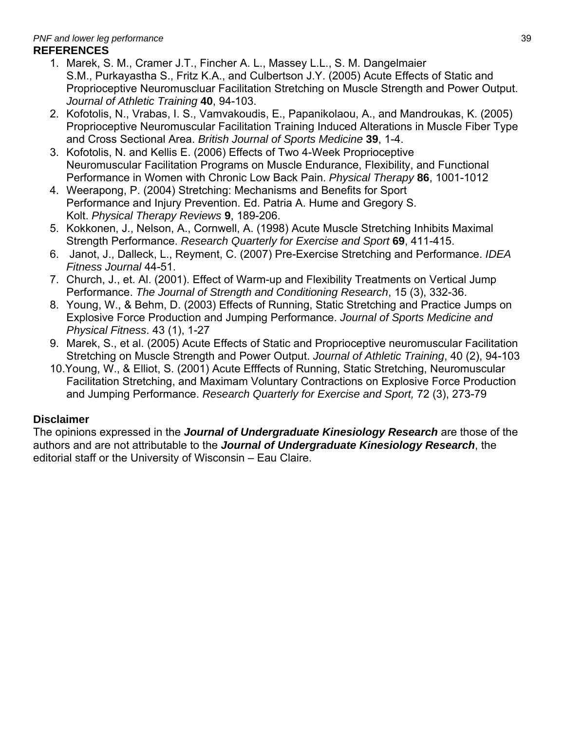## REFERENCES

1. Marek, S. M., Cramer J.T., Fincher A. L., Massey L.L., S. M. Dangelmaier S.M., Purkayastha S., Fritz K.A., and Culbertson J.Y. (2005) Acute Effects of Static and Proprioceptive Neuromuscluar Facilitation Stretching on Muscle Strength and Power Output. *Journal of Athletic Training* **40**, 94-103.
2. Kofotolis, N., Vrabas, I. S., Vamvakoudis, E., Papanikolaou, A., and Mandroukas, K. (2005) Proprioceptive Neuromuscular Facilitation Training Induced Alterations in Muscle Fiber Type and Cross Sectional Area. *British Journal of Sports Medicine* **39**, 1-4.
3. Kofotolis, N. and Kellis E. (2006) Effects of Two 4-Week Proprioceptive Neuromuscular Facilitation Programs on Muscle Endurance, Flexibility, and Functional Performance in Women with Chronic Low Back Pain. *Physical Therapy* **86**, 1001-1012
4. Weerapong, P. (2004) Stretching: Mechanisms and Benefits for Sport Performance and Injury Prevention. Ed. Patria A. Hume and Gregory S. Kolt. *Physical Therapy Reviews* **9**, 189-206.
5. Kokkonen, J., Nelson, A., Cornwell, A. (1998) Acute Muscle Stretching Inhibits Maximal Strength Performance. *Research Quarterly for Exercise and Sport* **69**, 411-415.
6. Janot, J., Dalleck, L., Reyment, C. (2007) Pre-Exercise Stretching and Performance. *IDEA Fitness Journal* 44-51.
7. Church, J., et. Al. (2001). Effect of Warm-up and Flexibility Treatments on Vertical Jump Performance. *The Journal of Strength and Conditioning Research*, 15 (3), 332-36.
8. Young, W., & Behm, D. (2003) Effects of Running, Static Stretching and Practice Jumps on Explosive Force Production and Jumping Performance. *Journal of Sports Medicine and Physical Fitness*. 43 (1), 1-27
9. Marek, S., et al. (2005) Acute Effects of Static and Proprioceptive neuromuscular Facilitation Stretching on Muscle Strength and Power Output. *Journal of Athletic Training*, 40 (2), 94-103
10. Young, W., & Elliot, S. (2001) Acute Efffects of Running, Static Stretching, Neuromuscular Facilitation Stretching, and Maximam Voluntary Contractions on Explosive Force Production and Jumping Performance. *Research Quarterly for Exercise and Sport,* 72 (3), 273-79

## Disclaimer

The opinions expressed in the ***Journal of Undergraduate Kinesiology Research*** are those of the authors and are not attributable to the ***Journal of Undergraduate Kinesiology Research***, the editorial staff or the University of Wisconsin – Eau Claire.